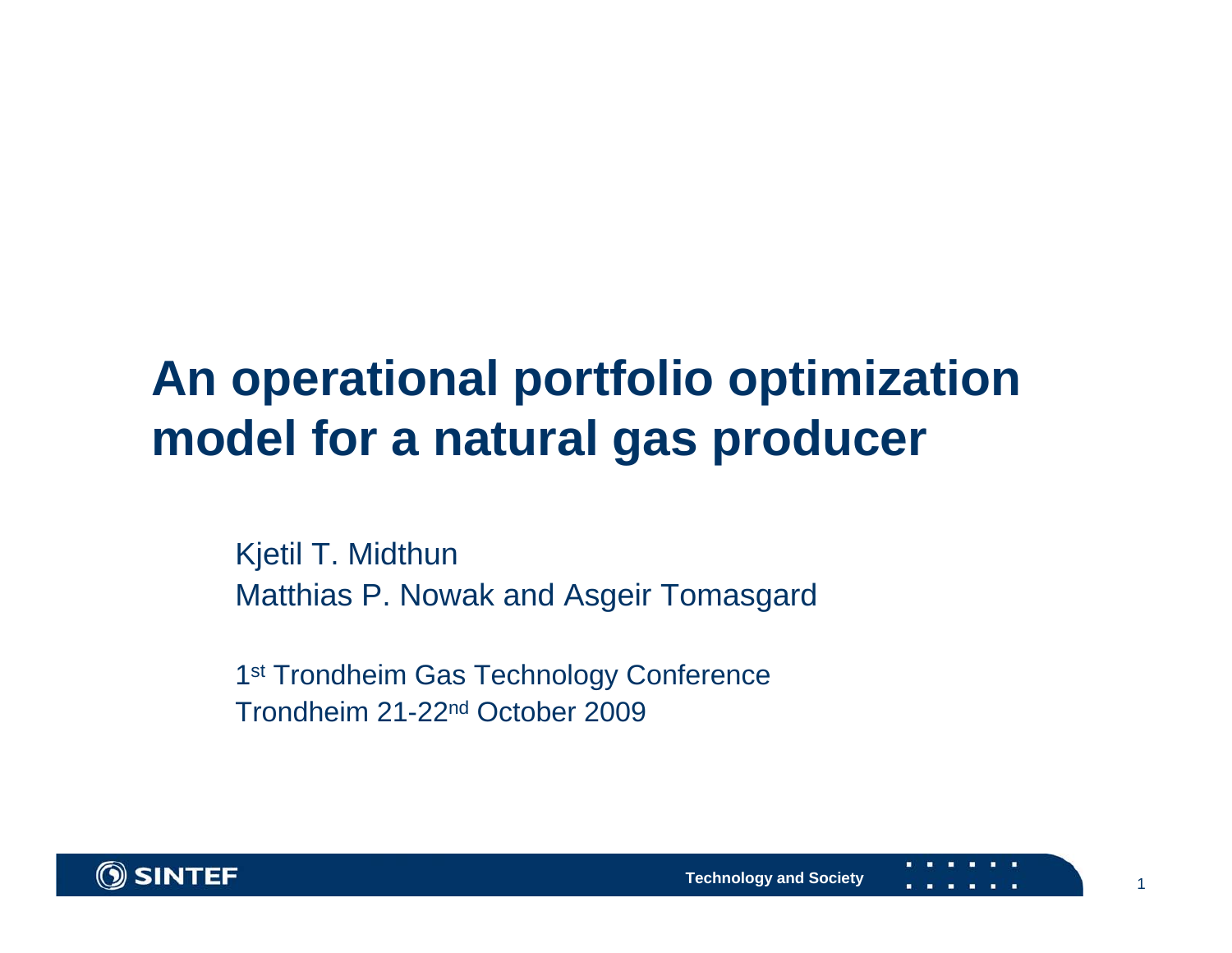# An operational portfolio optimization model for a natural gas producer

Kjetil T. Midthun
Matthias P. Nowak and Asgeir Tomasgard

1st Trondheim Gas Technology Conference
Trondheim 21-22nd October 2009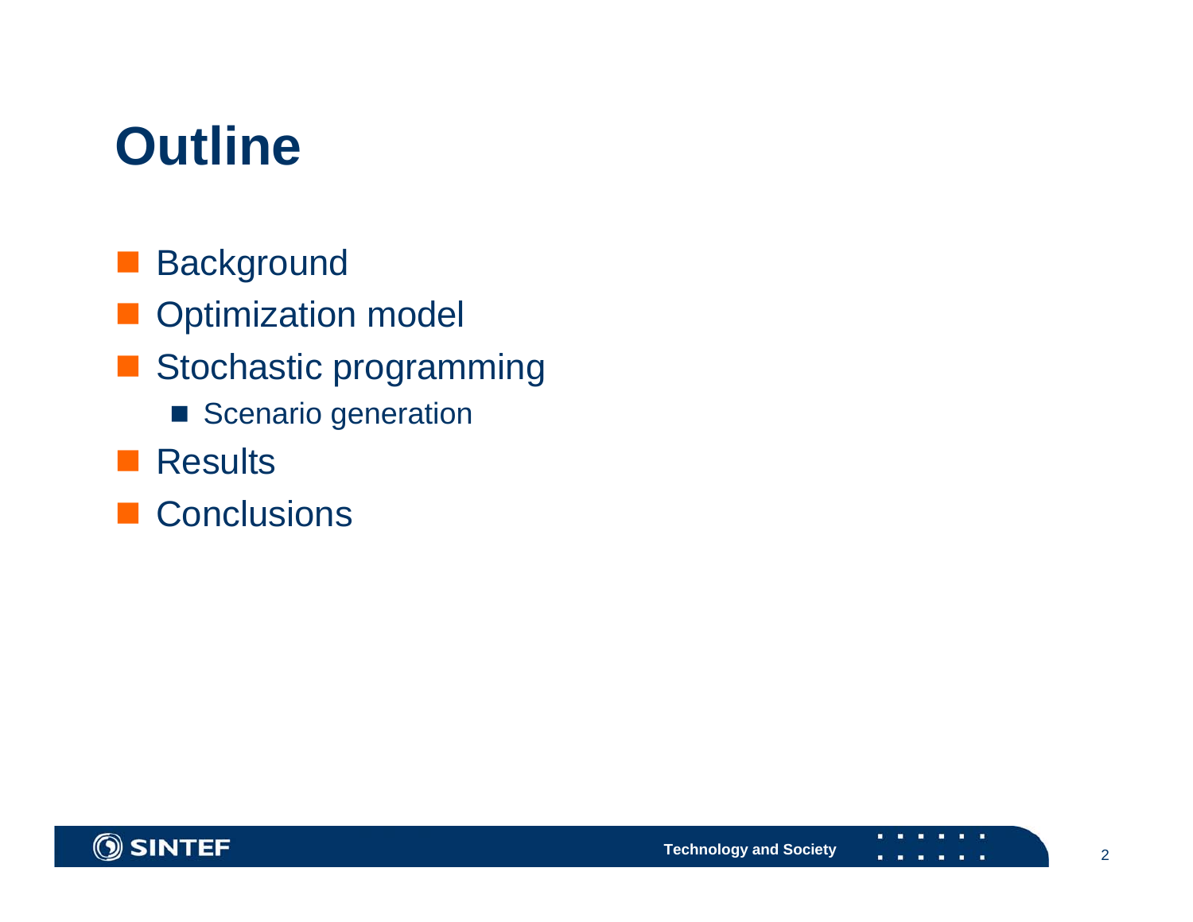# Outline

- Background
- Optimization model
- Stochastic programming
  - Scenario generation
- Results
- Conclusions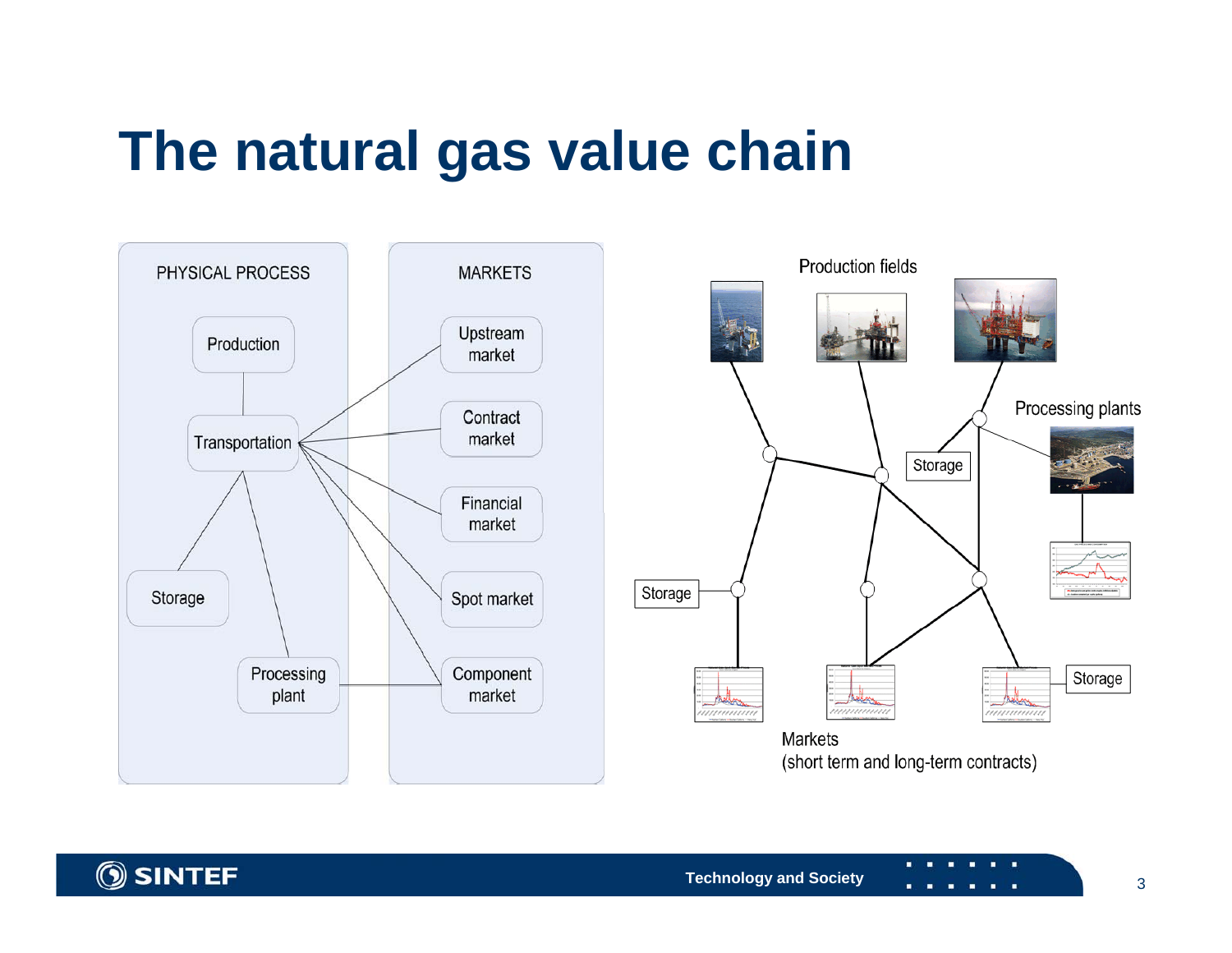# The natural gas value chain

PHYSICAL PROCESS

- Production
- Transportation
- Storage
- Processing plant

MARKETS

- Upstream market
- Contract market
- Financial market
- Spot market
- Component market

Production fields

Processing plants

Storage

Storage

Storage

Markets
(short term and long-term contracts)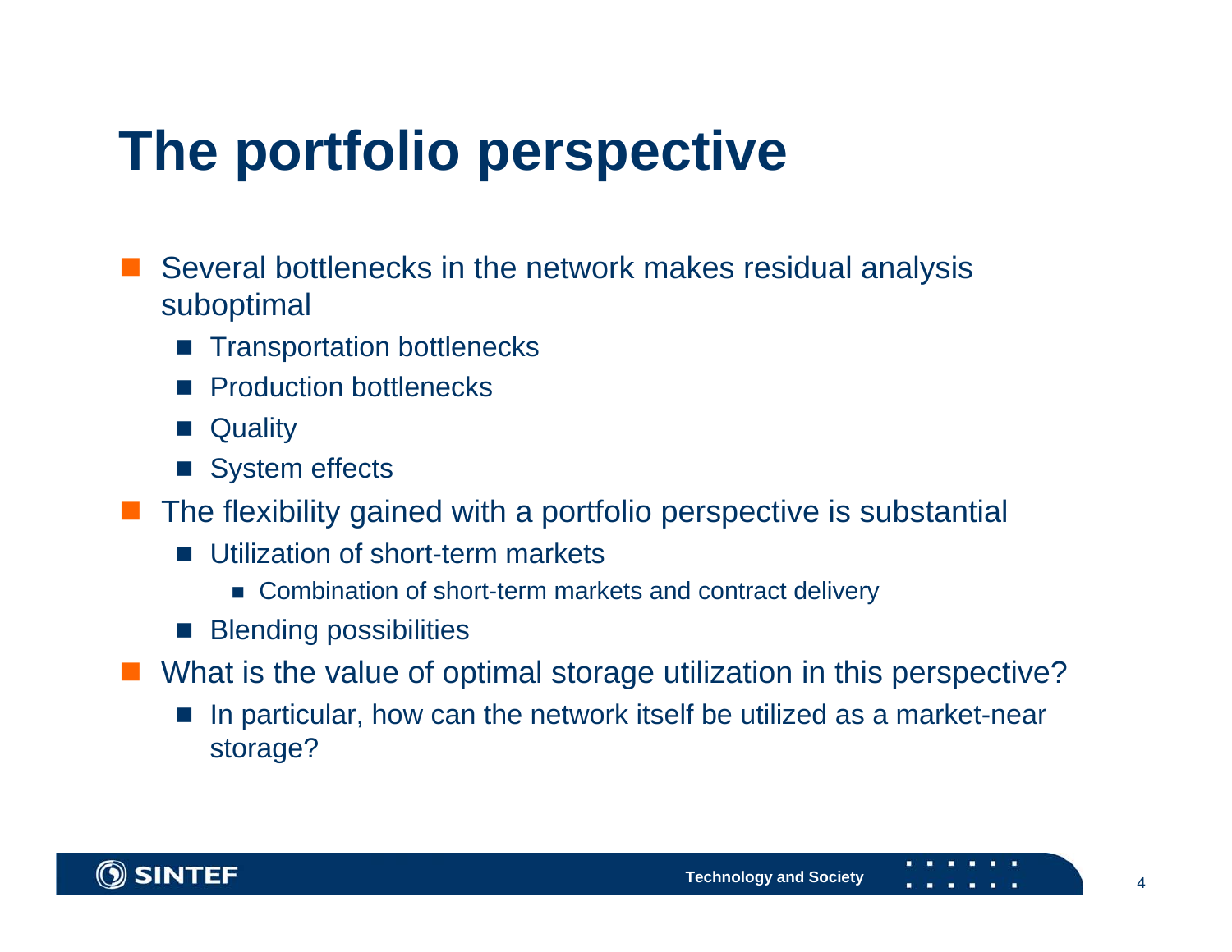# The portfolio perspective

- Several bottlenecks in the network makes residual analysis suboptimal
  - Transportation bottlenecks
  - Production bottlenecks
  - Quality
  - System effects
- The flexibility gained with a portfolio perspective is substantial
  - Utilization of short-term markets
    - Combination of short-term markets and contract delivery
  - Blending possibilities
- What is the value of optimal storage utilization in this perspective?
  - In particular, how can the network itself be utilized as a market-near storage?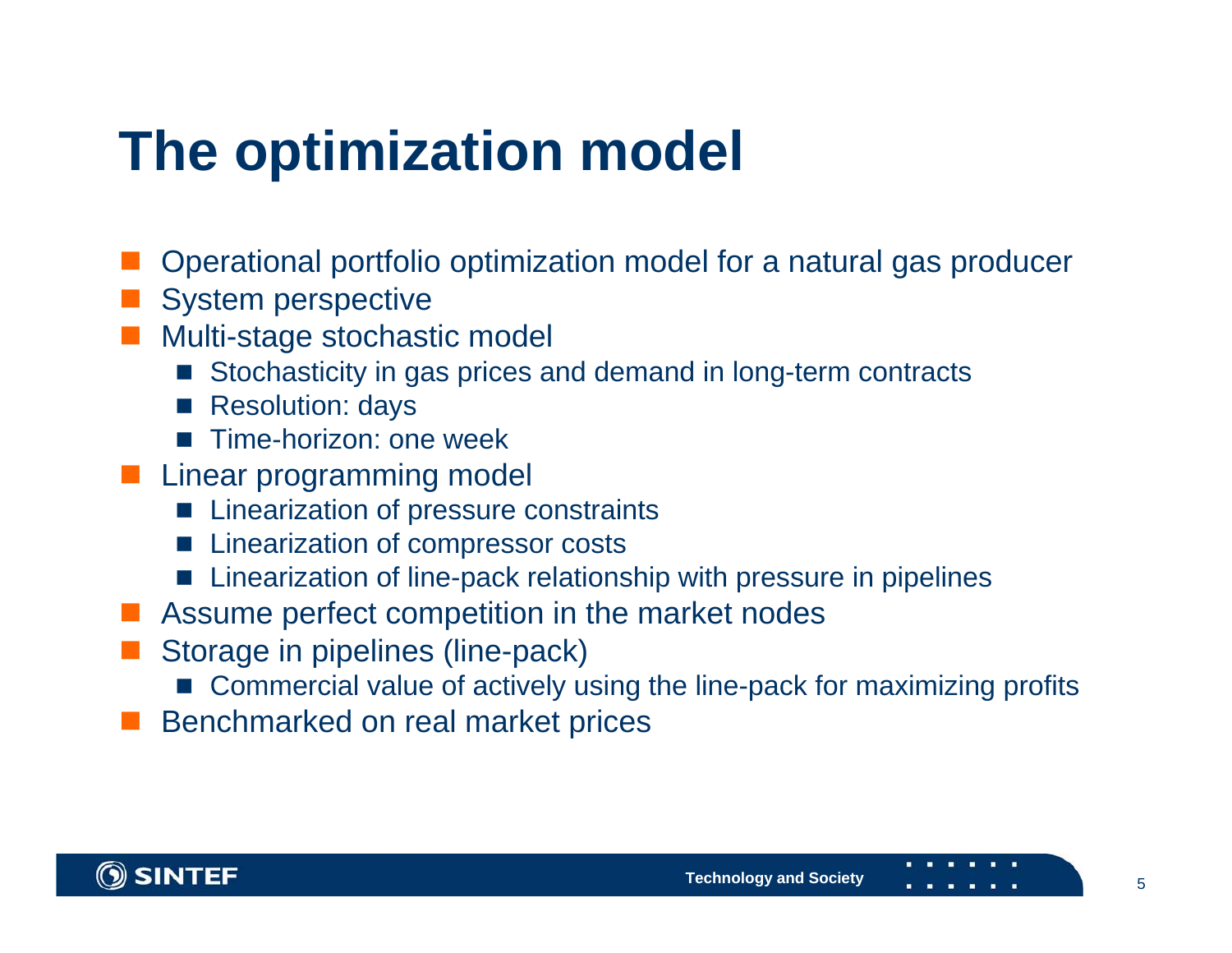# The optimization model

- Operational portfolio optimization model for a natural gas producer
- System perspective
- Multi-stage stochastic model
  - Stochasticity in gas prices and demand in long-term contracts
  - Resolution: days
  - Time-horizon: one week
- Linear programming model
  - Linearization of pressure constraints
  - Linearization of compressor costs
  - Linearization of line-pack relationship with pressure in pipelines
- Assume perfect competition in the market nodes
- Storage in pipelines (line-pack)
  - Commercial value of actively using the line-pack for maximizing profits
- Benchmarked on real market prices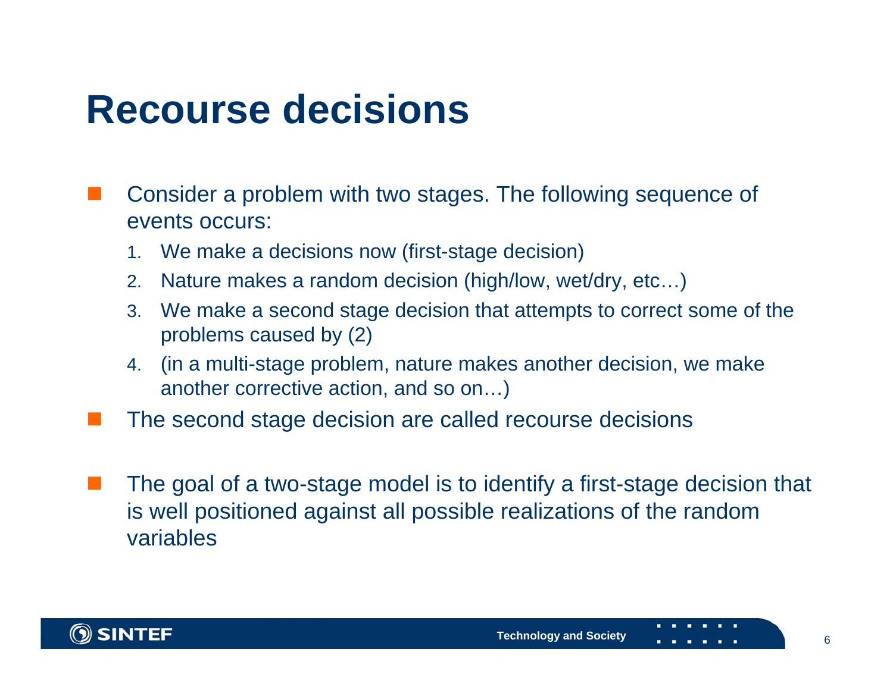# Recourse decisions

- Consider a problem with two stages. The following sequence of events occurs:
  1. We make a decisions now (first-stage decision)
  2. Nature makes a random decision (high/low, wet/dry, etc…)
  3. We make a second stage decision that attempts to correct some of the problems caused by (2)
  4. (in a multi-stage problem, nature makes another decision, we make another corrective action, and so on…)
- The second stage decision are called recourse decisions

- The goal of a two-stage model is to identify a first-stage decision that is well positioned against all possible realizations of the random variables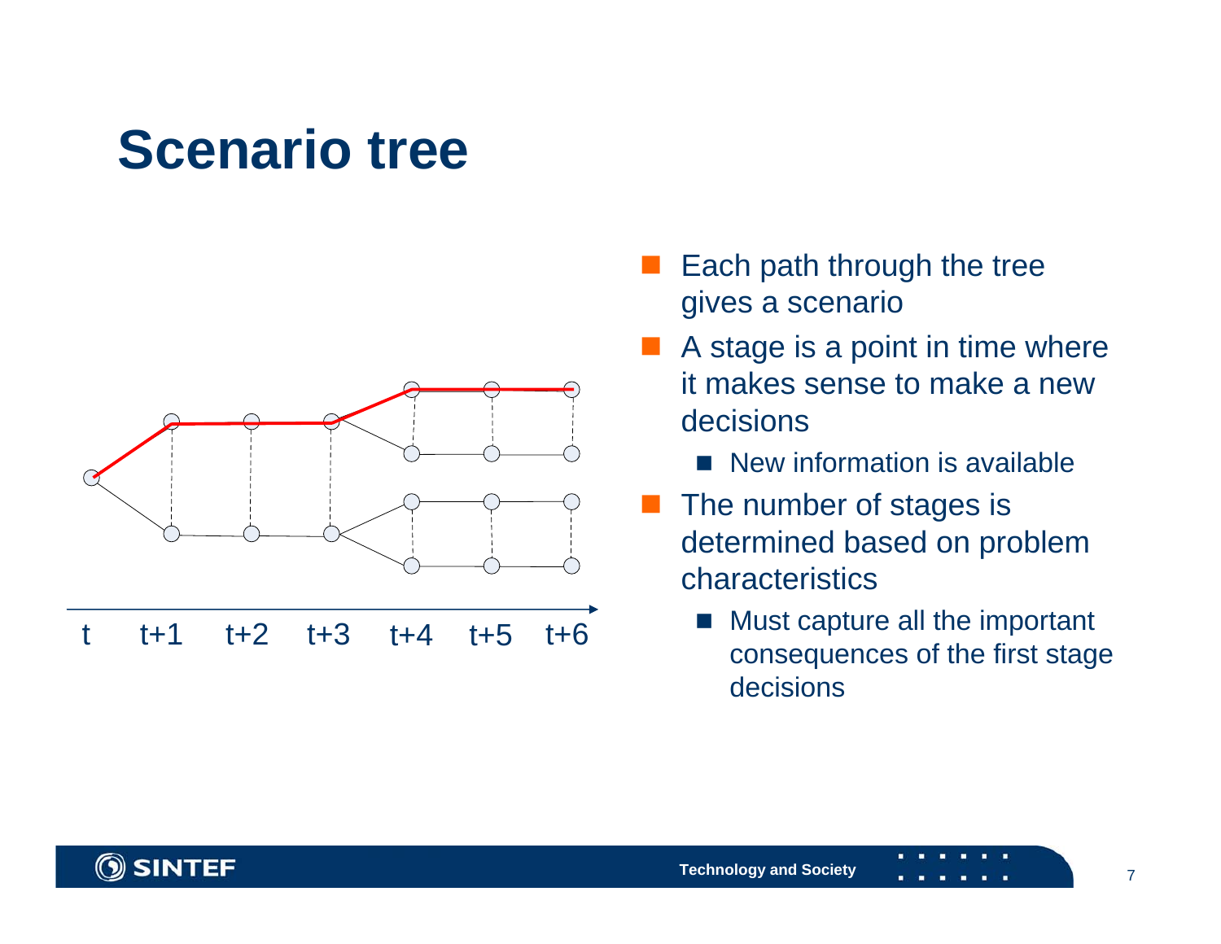# Scenario tree

t t+1 t+2 t+3 t+4 t+5 t+6

- Each path through the tree gives a scenario
- A stage is a point in time where it makes sense to make a new decisions
  - New information is available
- The number of stages is determined based on problem characteristics
  - Must capture all the important consequences of the first stage decisions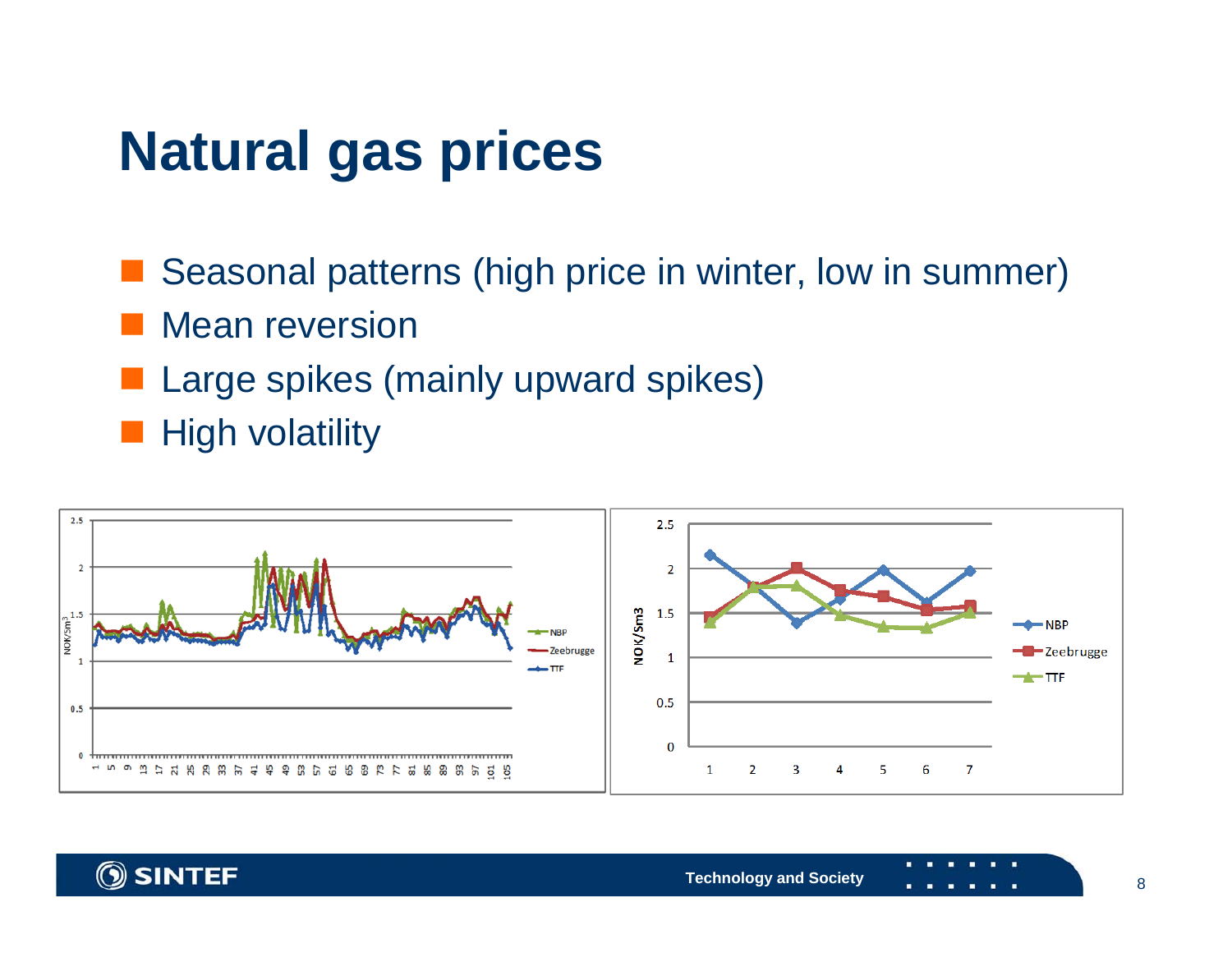# Natural gas prices

- Seasonal patterns (high price in winter, low in summer)
- Mean reversion
- Large spikes (mainly upward spikes)
- High volatility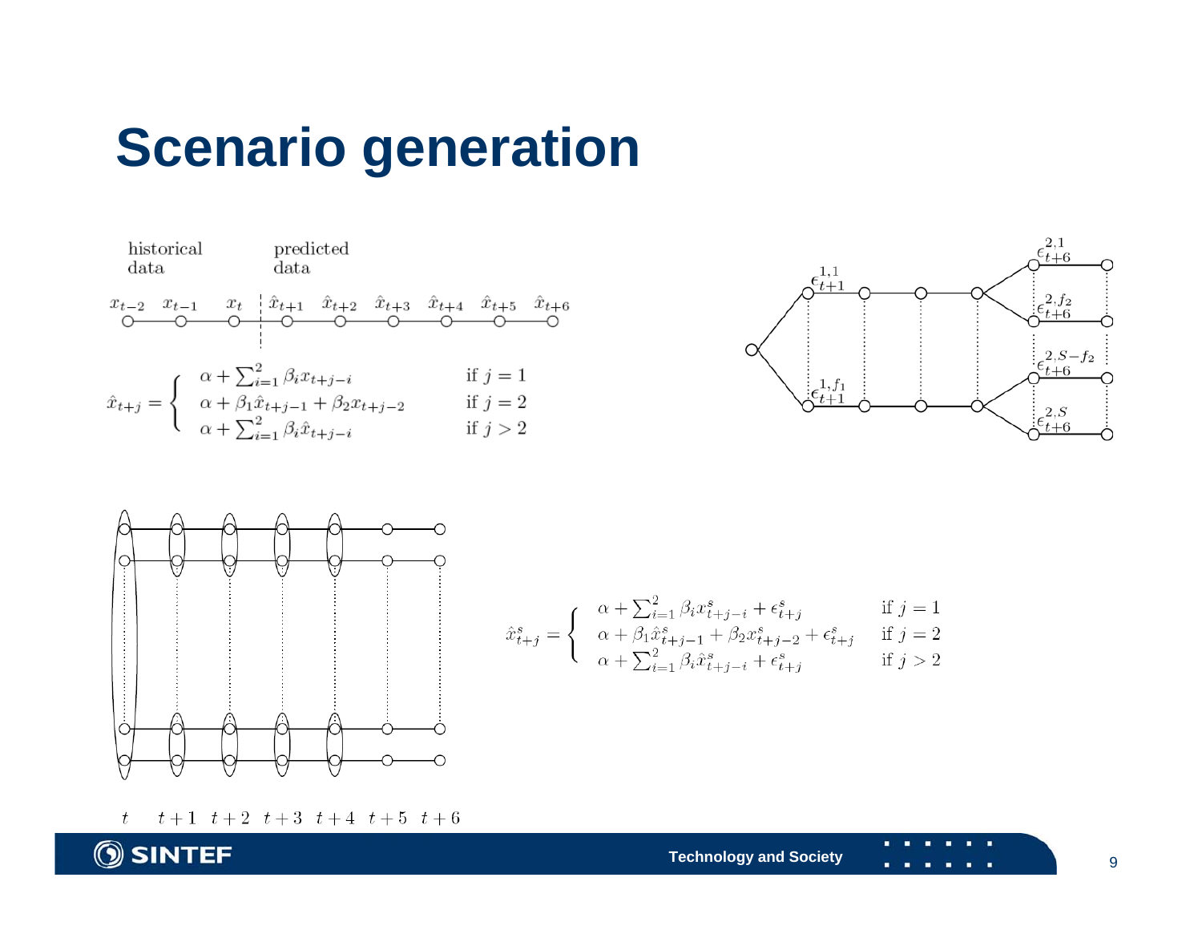# Scenario generation

historical data

predicted data

$x_{t-2}$ $x_{t-1}$ $x_t$ | $\hat{x}_{t+1}$ $\hat{x}_{t+2}$ $\hat{x}_{t+3}$ $\hat{x}_{t+4}$ $\hat{x}_{t+5}$ $\hat{x}_{t+6}$

$$\hat{x}_{t+j} = \begin{cases} \alpha + \sum_{i=1}^{2} \beta_i x_{t+j-i} & \text{if } j = 1 \\ \alpha + \beta_1 \hat{x}_{t+j-1} + \beta_2 x_{t+j-2} & \text{if } j = 2 \\ \alpha + \sum_{i=1}^{2} \beta_i \hat{x}_{t+j-i} & \text{if } j > 2 \end{cases}$$

$\epsilon_{t+1}^{1,1}$ $\epsilon_{t+1}^{1,f_1}$ $\epsilon_{t+6}^{2,1}$ $\epsilon_{t+6}^{2,f_2}$ $\epsilon_{t+6}^{2,S-f_2}$ $\epsilon_{t+6}^{2,S}$

$$\hat{x}_{t+j}^{s} = \begin{cases} \alpha + \sum_{i=1}^{2} \beta_i x_{t+j-i}^{s} + \epsilon_{t+j}^{s} & \text{if } j = 1 \\ \alpha + \beta_1 \hat{x}_{t+j-1}^{s} + \beta_2 x_{t+j-2}^{s} + \epsilon_{t+j}^{s} & \text{if } j = 2 \\ \alpha + \sum_{i=1}^{2} \beta_i \hat{x}_{t+j-i}^{s} + \epsilon_{t+j}^{s} & \text{if } j > 2 \end{cases}$$

$t$ $t+1$ $t+2$ $t+3$ $t+4$ $t+5$ $t+6$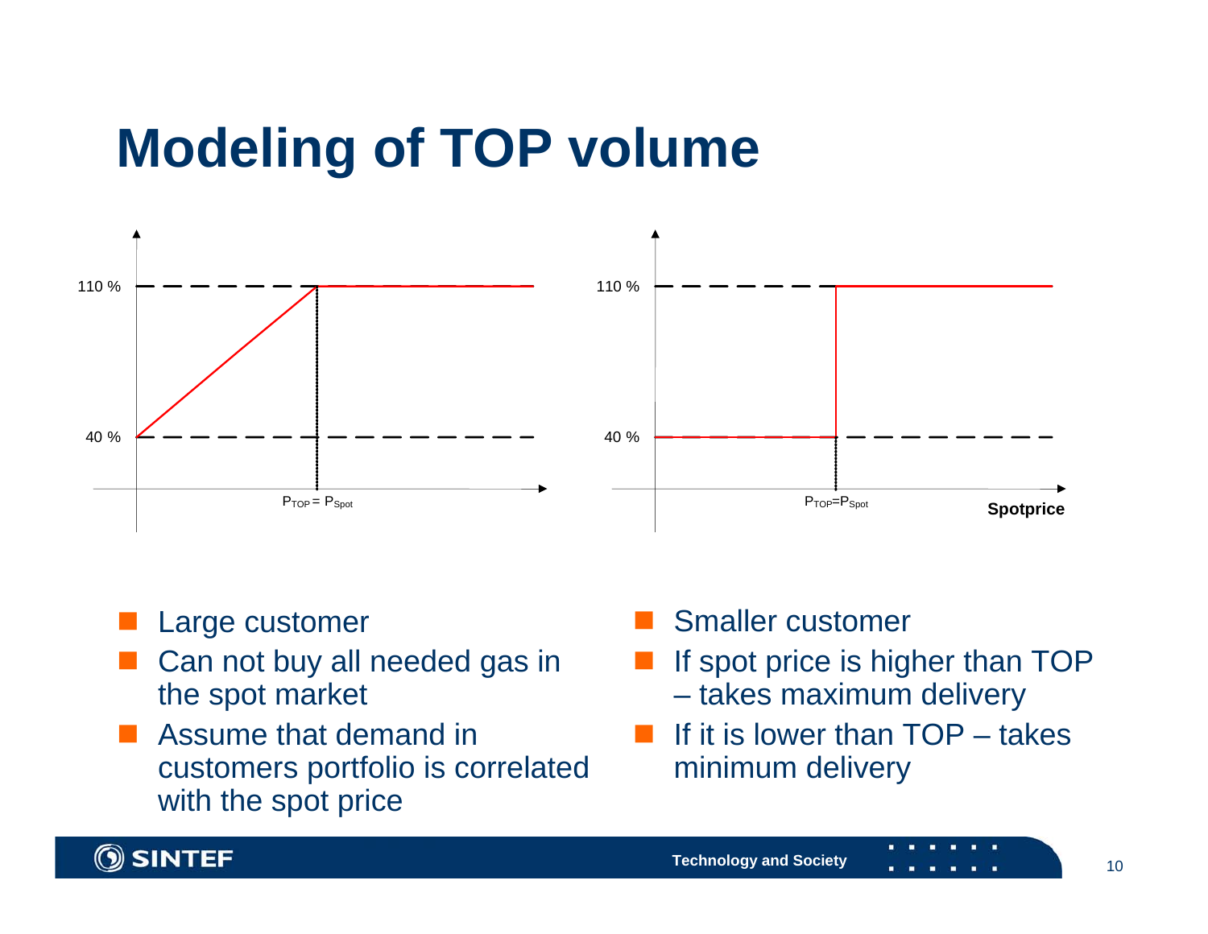# Modeling of TOP volume

110 %

40 %

$P_{TOP} = P_{Spot}$

110 %

40 %

$P_{TOP} = P_{Spot}$

Spotprice

- Large customer
- Can not buy all needed gas in the spot market
- Assume that demand in customers portfolio is correlated with the spot price

- Smaller customer
- If spot price is higher than TOP – takes maximum delivery
- If it is lower than TOP – takes minimum delivery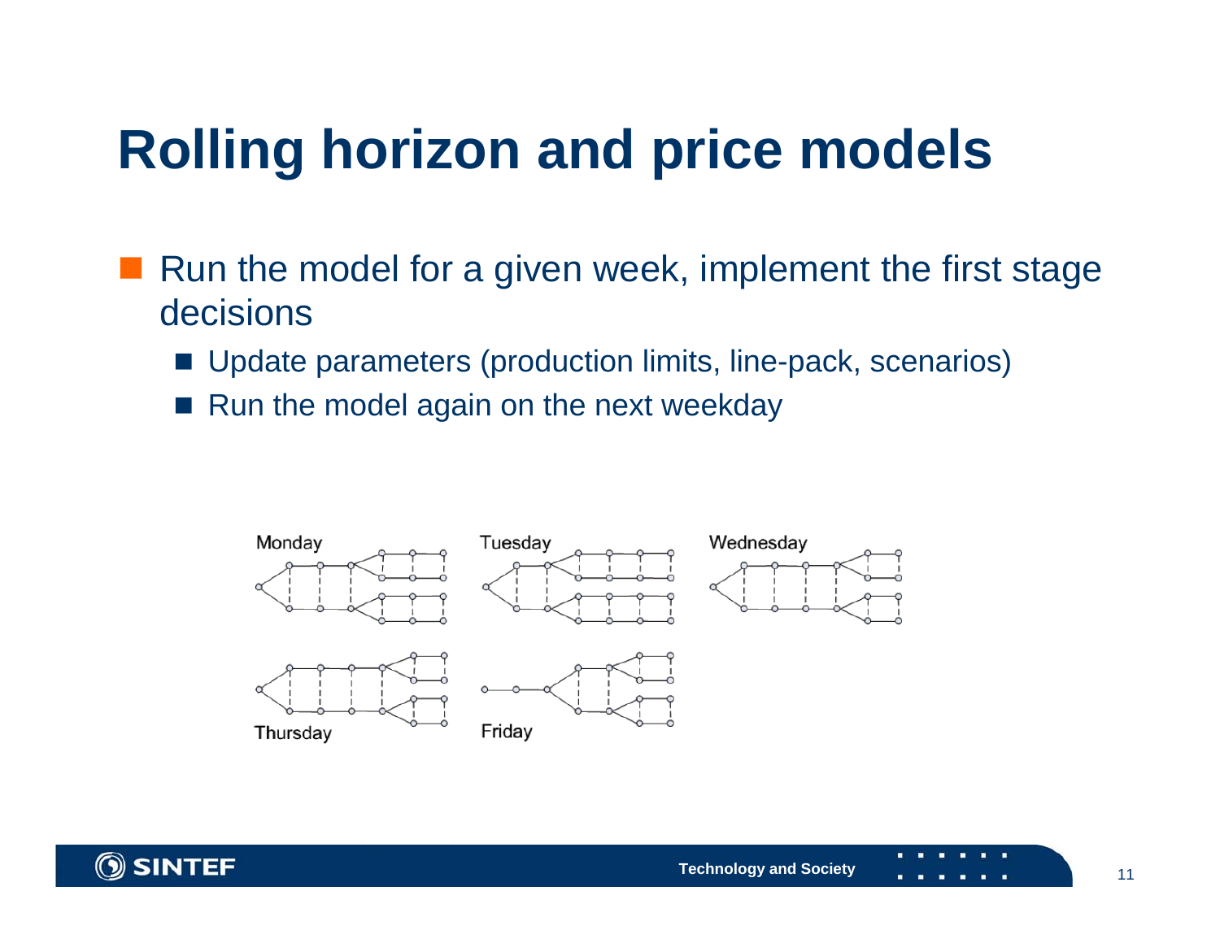# Rolling horizon and price models

- Run the model for a given week, implement the first stage decisions
  - Update parameters (production limits, line-pack, scenarios)
  - Run the model again on the next weekday

Monday

Tuesday

Wednesday

Thursday

Friday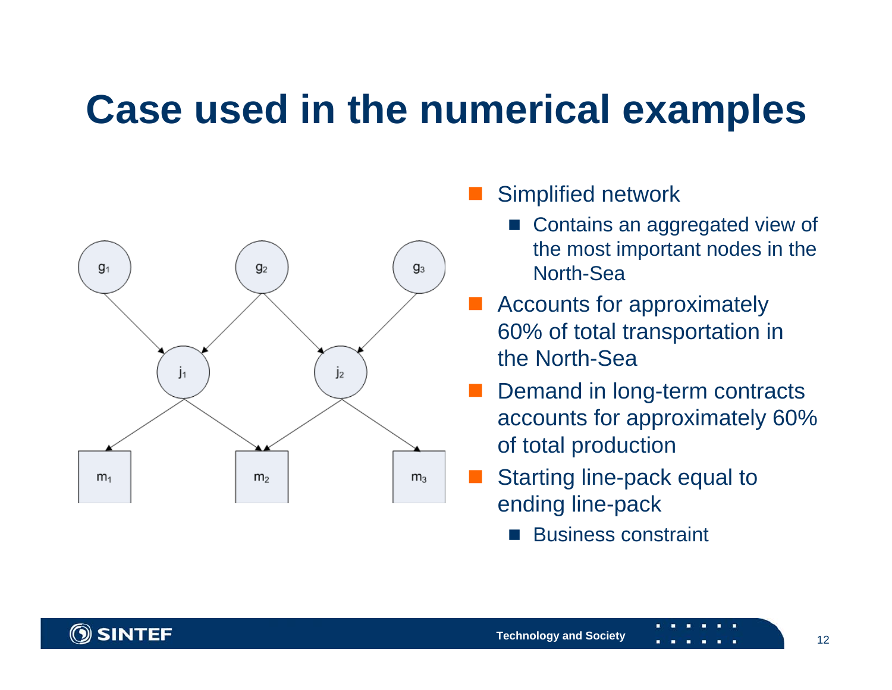# Case used in the numerical examples

- Simplified network
  - Contains an aggregated view of the most important nodes in the North-Sea
- Accounts for approximately 60% of total transportation in the North-Sea
- Demand in long-term contracts accounts for approximately 60% of total production
- Starting line-pack equal to ending line-pack
  - Business constraint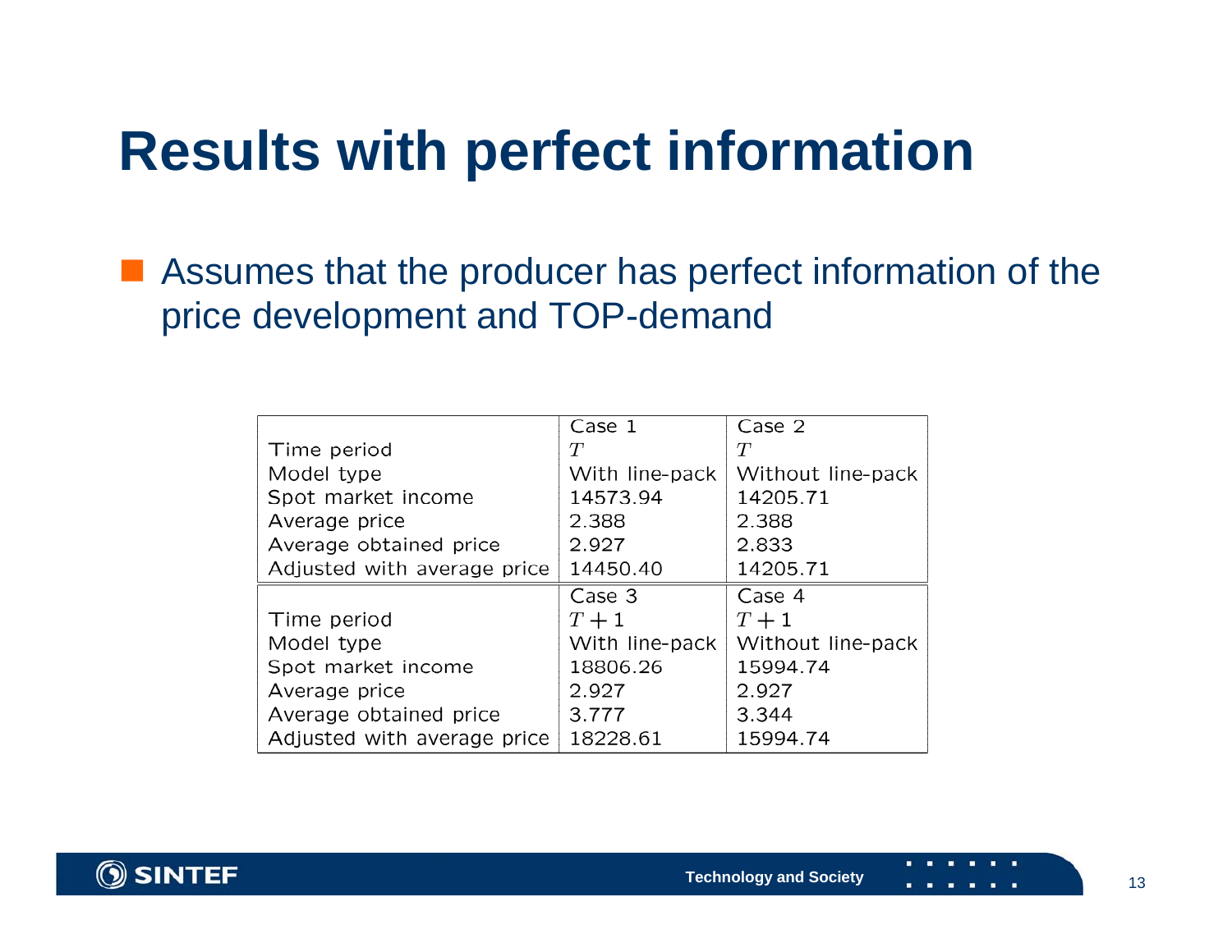# Results with perfect information

- Assumes that the producer has perfect information of the price development and TOP-demand

| | Case 1 | Case 2 |
|---|---|---|
| Time period | $T$ | $T$ |
| Model type | With line-pack | Without line-pack |
| Spot market income | 14573.94 | 14205.71 |
| Average price | 2.388 | 2.388 |
| Average obtained price | 2.927 | 2.833 |
| Adjusted with average price | 14450.40 | 14205.71 |
| | Case 3 | Case 4 |
| Time period | $T+1$ | $T+1$ |
| Model type | With line-pack | Without line-pack |
| Spot market income | 18806.26 | 15994.74 |
| Average price | 2.927 | 2.927 |
| Average obtained price | 3.777 | 3.344 |
| Adjusted with average price | 18228.61 | 15994.74 |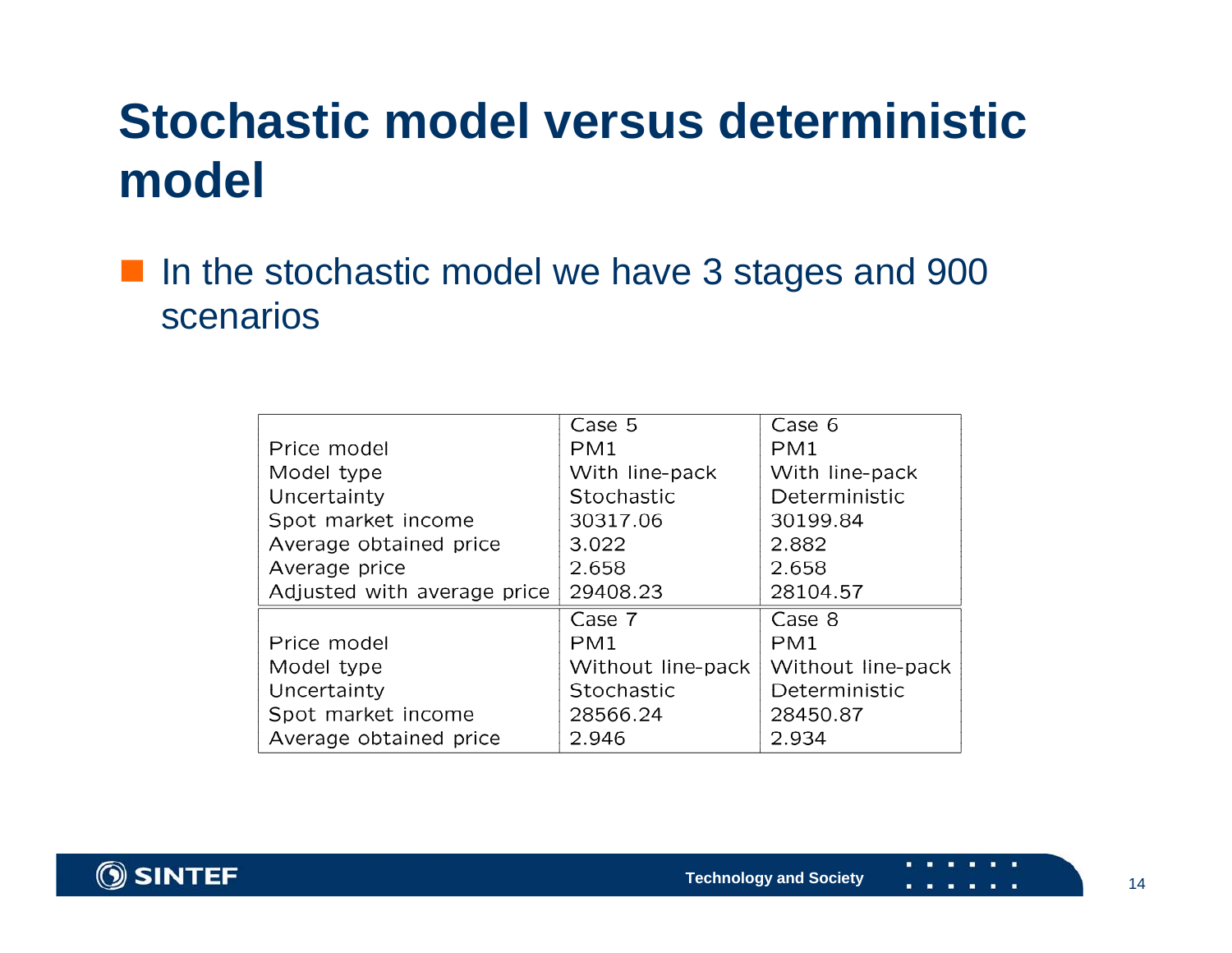# Stochastic model versus deterministic model

- In the stochastic model we have 3 stages and 900 scenarios

| | Case 5 | Case 6 |
|---|---|---|
| Price model | PM1 | PM1 |
| Model type | With line-pack | With line-pack |
| Uncertainty | Stochastic | Deterministic |
| Spot market income | 30317.06 | 30199.84 |
| Average obtained price | 3.022 | 2.882 |
| Average price | 2.658 | 2.658 |
| Adjusted with average price | 29408.23 | 28104.57 |

| | Case 7 | Case 8 |
|---|---|---|
| Price model | PM1 | PM1 |
| Model type | Without line-pack | Without line-pack |
| Uncertainty | Stochastic | Deterministic |
| Spot market income | 28566.24 | 28450.87 |
| Average obtained price | 2.946 | 2.934 |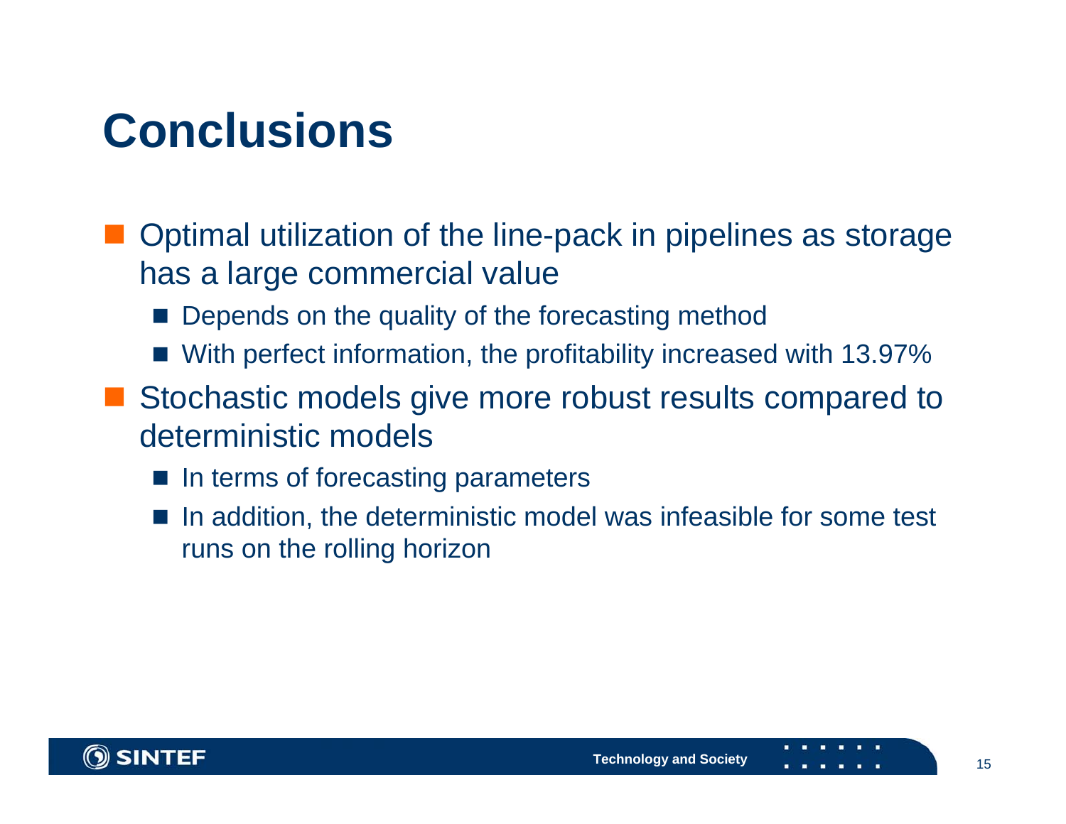# Conclusions

- Optimal utilization of the line-pack in pipelines as storage has a large commercial value
  - Depends on the quality of the forecasting method
  - With perfect information, the profitability increased with 13.97%
- Stochastic models give more robust results compared to deterministic models
  - In terms of forecasting parameters
  - In addition, the deterministic model was infeasible for some test runs on the rolling horizon